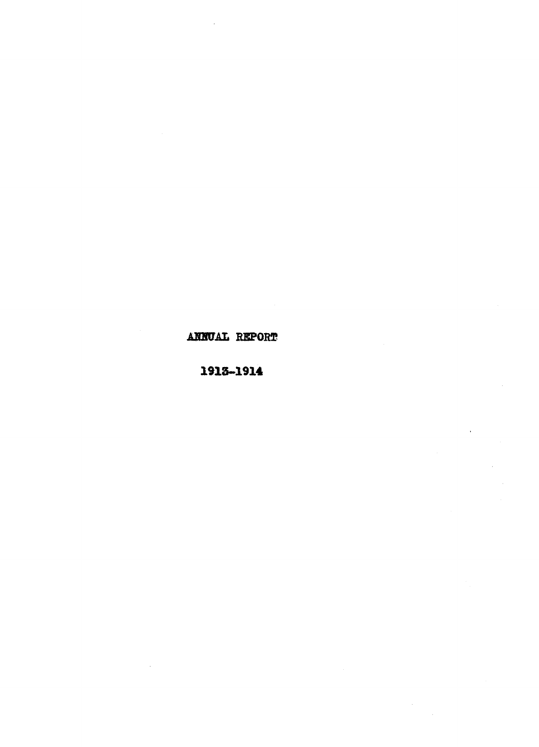# ANNUAL REPORT

## 1913-1914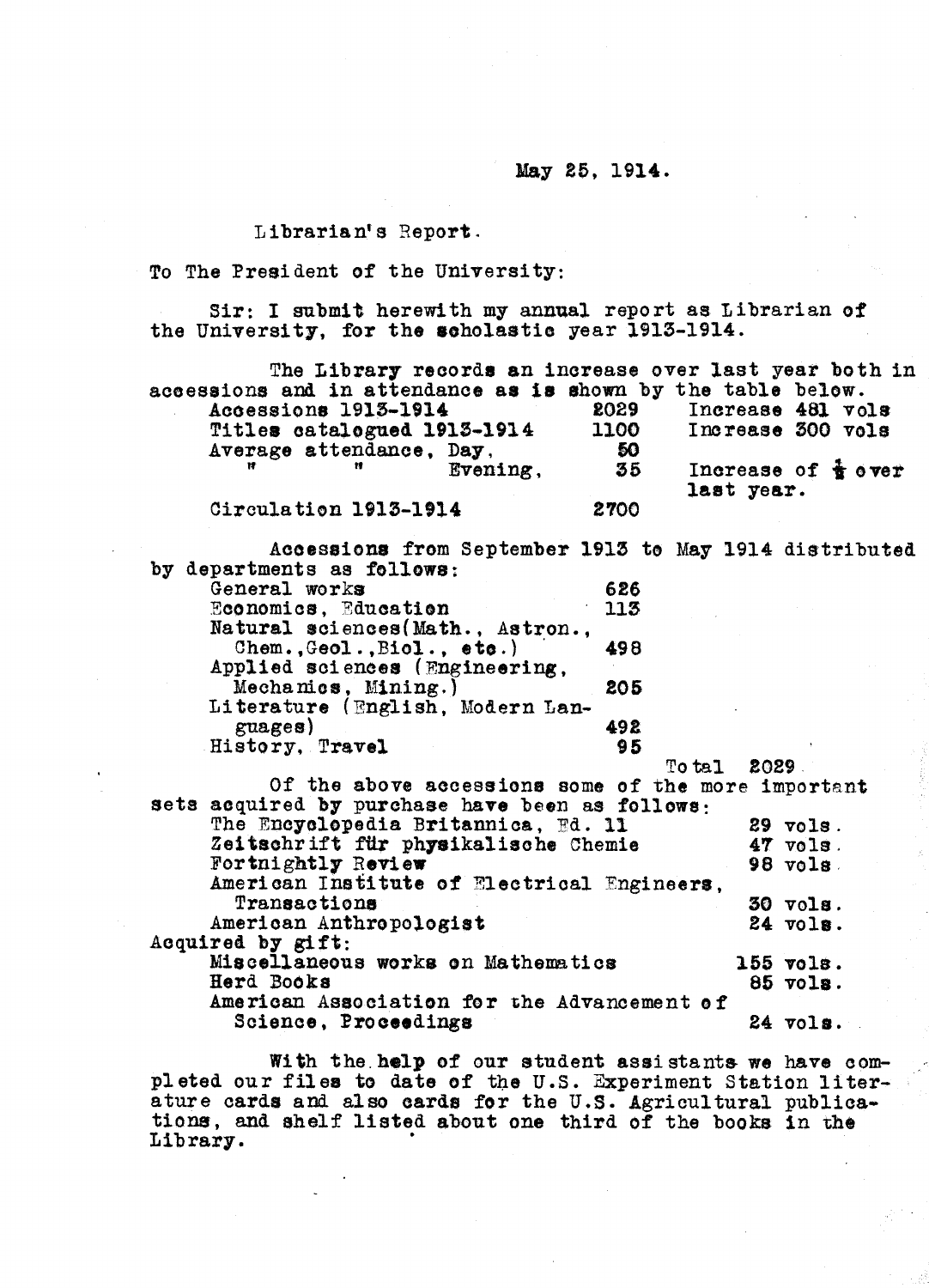May 25, 1914.

Librarian's Report.

To The President of the University:

Sir: I submit herewith my annual report as Librarian of the University, for the scholastic year 1913-1914.

The Library records an increase over last year both in accessions and in attendance as is shown by the table below.

| | | |
|---|---|---|
| Accessions 1913-1914 | 2029 | Increase 481 vols |
| Titles catalogued 1913-1914 | 1100 | Increase 300 vols |
| Average attendance, Day, | 50 | |
| " " Evening, | 35 | Increase of ½ over last year. |
| Circulation 1913-1914 | 2700 | |

Accessions from September 1913 to May 1914 distributed by departments as follows:

| | | |
|---|---|---|
| General works | 626 | |
| Economics, Education | 113 | |
| Natural sciences (Math., Astron., Chem., Geol., Biol., etc.) | 498 | |
| Applied sciences (Engineering, Mechanics, Mining.) | 205 | |
| Literature (English, Modern Languages) | 492 | |
| History, Travel | 95 | |
| | Total | 2029 |

Of the above accessions some of the more important sets acquired by purchase have been as follows:

| | |
|---|---|
| The Encyclopedia Britannica, Ed. 11 | 29 vols. |
| Zeitschrift für physikalische Chemie | 47 vols. |
| Fortnightly Review | 98 vols. |
| American Institute of Electrical Engineers, Transactions | 30 vols. |
| American Anthropologist | 24 vols. |

Acquired by gift:

| | |
|---|---|
| Miscellaneous works on Mathematics | 155 vols. |
| Herd Books | 85 vols. |
| American Association for the Advancement of Science, Proceedings | 24 vols. |

With the help of our student assistants we have completed our files to date of the U.S. Experiment Station literature cards and also cards for the U.S. Agricultural publications, and shelf listed about one third of the books in the Library.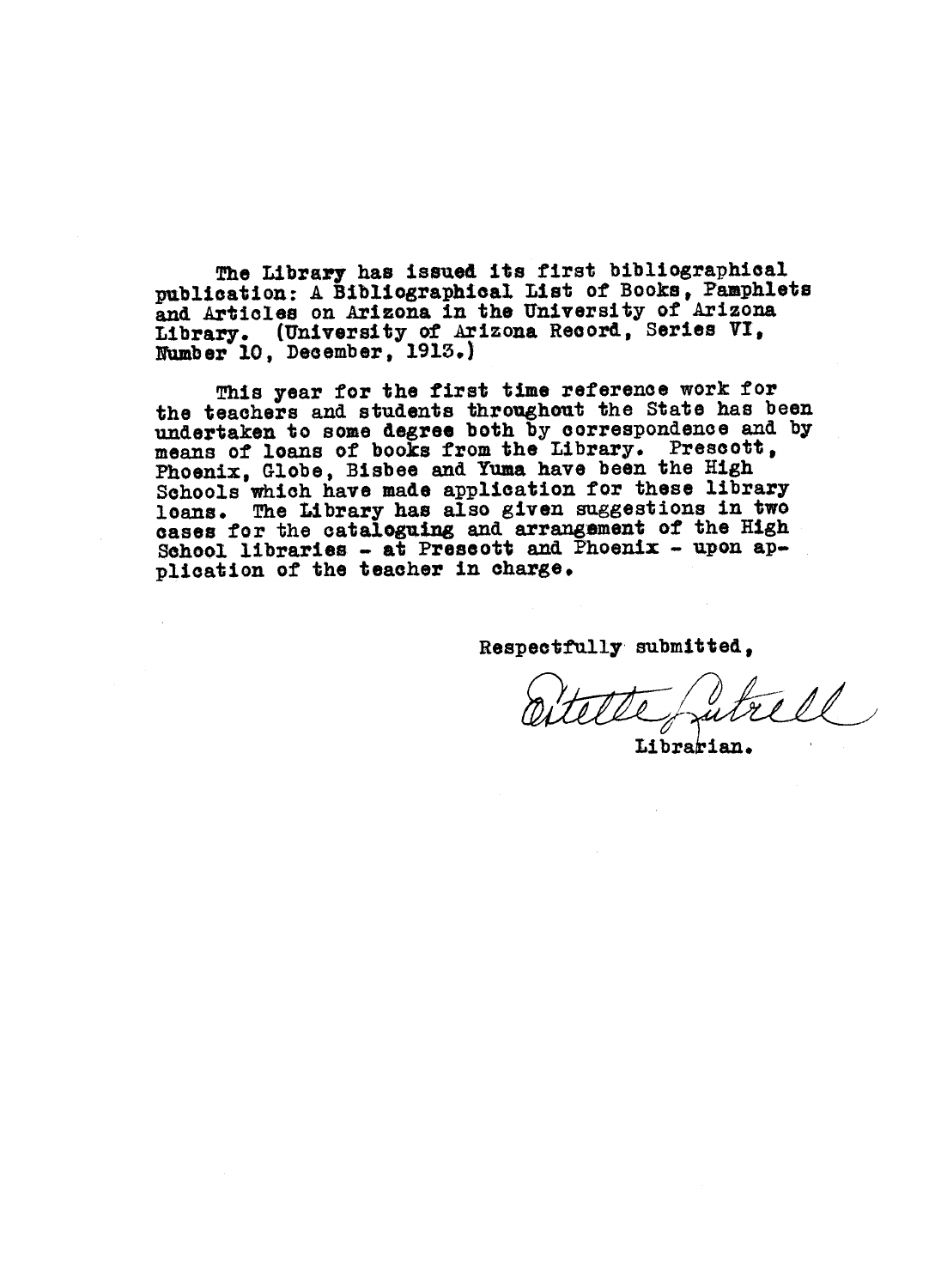The Library has issued its first bibliographical publication: A Bibliographical List of Books, Pamphlets and Articles on Arizona in the University of Arizona Library. (University of Arizona Record, Series VI, Number 10, December, 1913.)

This year for the first time reference work for the teachers and students throughout the State has been undertaken to some degree both by correspondence and by means of loans of books from the Library. Prescott, Phoenix, Globe, Bisbee and Yuma have been the High Schools which have made application for these library loans. The Library has also given suggestions in two cases for the cataloguing and arrangement of the High School libraries - at Prescott and Phoenix - upon application of the teacher in charge.

Respectfully submitted,

Estelle Lutrell

Librarian.